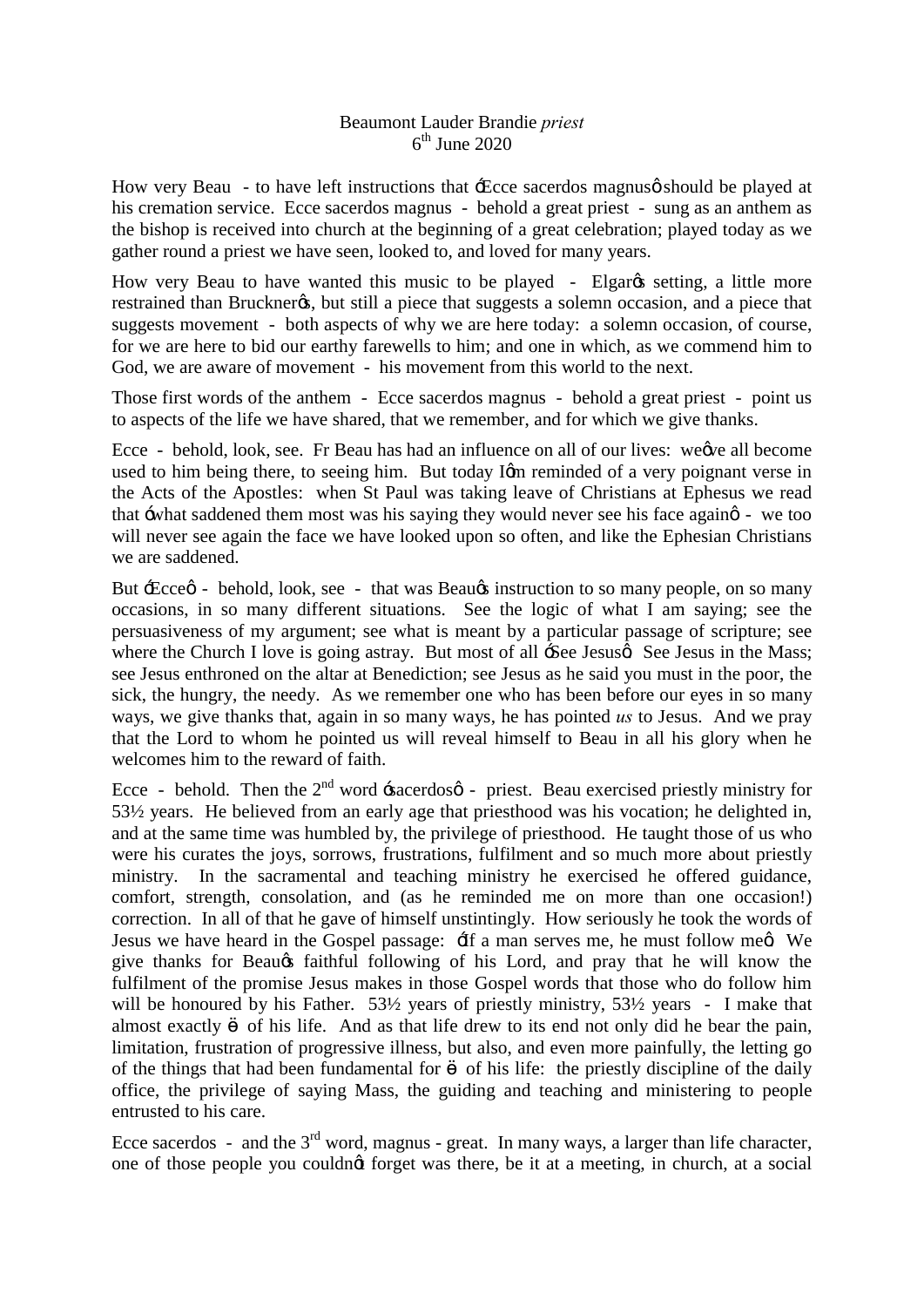Beaumont Lauder Brandie *priest*
6th June 2020

How very Beau - to have left instructions that 'Ecce sacerdos magnus' should be played at his cremation service. Ecce sacerdos magnus - behold a great priest - sung as an anthem as the bishop is received into church at the beginning of a great celebration; played today as we gather round a priest we have seen, looked to, and loved for many years.

How very Beau to have wanted this music to be played - Elgar's setting, a little more restrained than Bruckner's, but still a piece that suggests a solemn occasion, and a piece that suggests movement - both aspects of why we are here today: a solemn occasion, of course, for we are here to bid our earthy farewells to him; and one in which, as we commend him to God, we are aware of movement - his movement from this world to the next.

Those first words of the anthem - Ecce sacerdos magnus - behold a great priest - point us to aspects of the life we have shared, that we remember, and for which we give thanks.

Ecce - behold, look, see. Fr Beau has had an influence on all of our lives: we've all become used to him being there, to seeing him. But today I'm reminded of a very poignant verse in the Acts of the Apostles: when St Paul was taking leave of Christians at Ephesus we read that 'what saddened them most was his saying they would never see his face again' - we too will never see again the face we have looked upon so often, and like the Ephesian Christians we are saddened.

But 'Ecce' - behold, look, see - that was Beau's instruction to so many people, on so many occasions, in so many different situations. See the logic of what I am saying; see the persuasiveness of my argument; see what is meant by a particular passage of scripture; see where the Church I love is going astray. But most of all 'See Jesus'. See Jesus in the Mass; see Jesus enthroned on the altar at Benediction; see Jesus as he said you must in the poor, the sick, the hungry, the needy. As we remember one who has been before our eyes in so many ways, we give thanks that, again in so many ways, he has pointed *us* to Jesus. And we pray that the Lord to whom he pointed us will reveal himself to Beau in all his glory when he welcomes him to the reward of faith.

Ecce - behold. Then the 2nd word 'sacerdos' - priest. Beau exercised priestly ministry for 53½ years. He believed from an early age that priesthood was his vocation; he delighted in, and at the same time was humbled by, the privilege of priesthood. He taught those of us who were his curates the joys, sorrows, frustrations, fulfilment and so much more about priestly ministry. In the sacramental and teaching ministry he exercised he offered guidance, comfort, strength, consolation, and (as he reminded me on more than one occasion!) correction. In all of that he gave of himself unstintingly. How seriously he took the words of Jesus we have heard in the Gospel passage: 'If a man serves me, he must follow me'. We give thanks for Beau's faithful following of his Lord, and pray that he will know the fulfilment of the promise Jesus makes in those Gospel words that those who do follow him will be honoured by his Father. 53½ years of priestly ministry, 53½ years - I make that almost exactly ⅔ of his life. And as that life drew to its end not only did he bear the pain, limitation, frustration of progressive illness, but also, and even more painfully, the letting go of the things that had been fundamental for ⅔ of his life: the priestly discipline of the daily office, the privilege of saying Mass, the guiding and teaching and ministering to people entrusted to his care.

Ecce sacerdos - and the 3rd word, magnus - great. In many ways, a larger than life character, one of those people you couldn't forget was there, be it at a meeting, in church, at a social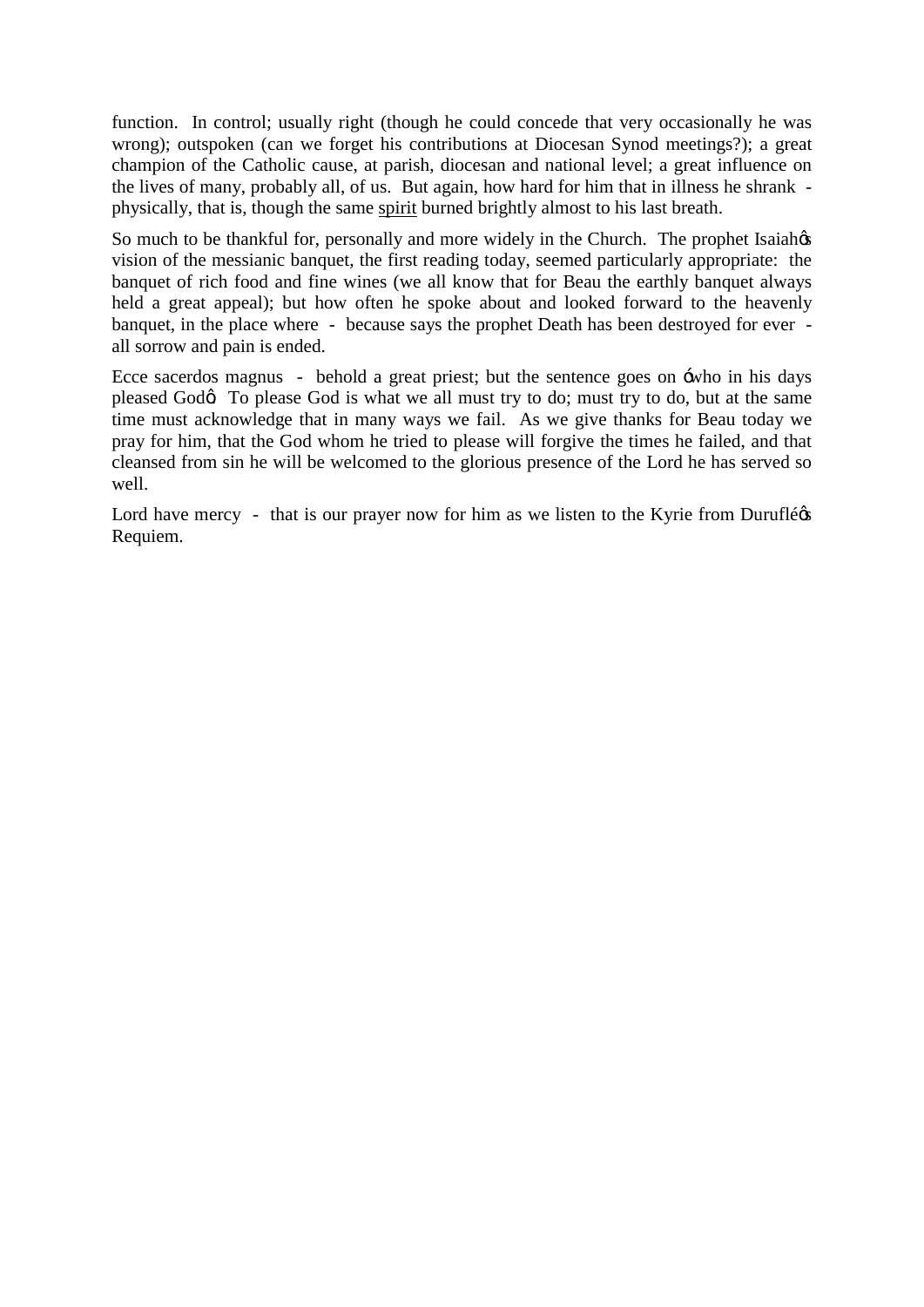function. In control; usually right (though he could concede that very occasionally he was wrong); outspoken (can we forget his contributions at Diocesan Synod meetings?); a great champion of the Catholic cause, at parish, diocesan and national level; a great influence on the lives of many, probably all, of us. But again, how hard for him that in illness he shrank - physically, that is, though the same <u>spirit</u> burned brightly almost to his last breath.

So much to be thankful for, personally and more widely in the Church. The prophet Isaiah's vision of the messianic banquet, the first reading today, seemed particularly appropriate: the banquet of rich food and fine wines (we all know that for Beau the earthly banquet always held a great appeal); but how often he spoke about and looked forward to the heavenly banquet, in the place where - because says the prophet Death has been destroyed for ever - all sorrow and pain is ended.

Ecce sacerdos magnus - behold a great priest; but the sentence goes on 'who in his days pleased God'. To please God is what we all must try to do; must try to do, but at the same time must acknowledge that in many ways we fail. As we give thanks for Beau today we pray for him, that the God whom he tried to please will forgive the times he failed, and that cleansed from sin he will be welcomed to the glorious presence of the Lord he has served so well.

Lord have mercy - that is our prayer now for him as we listen to the Kyrie from Duruflé's Requiem.